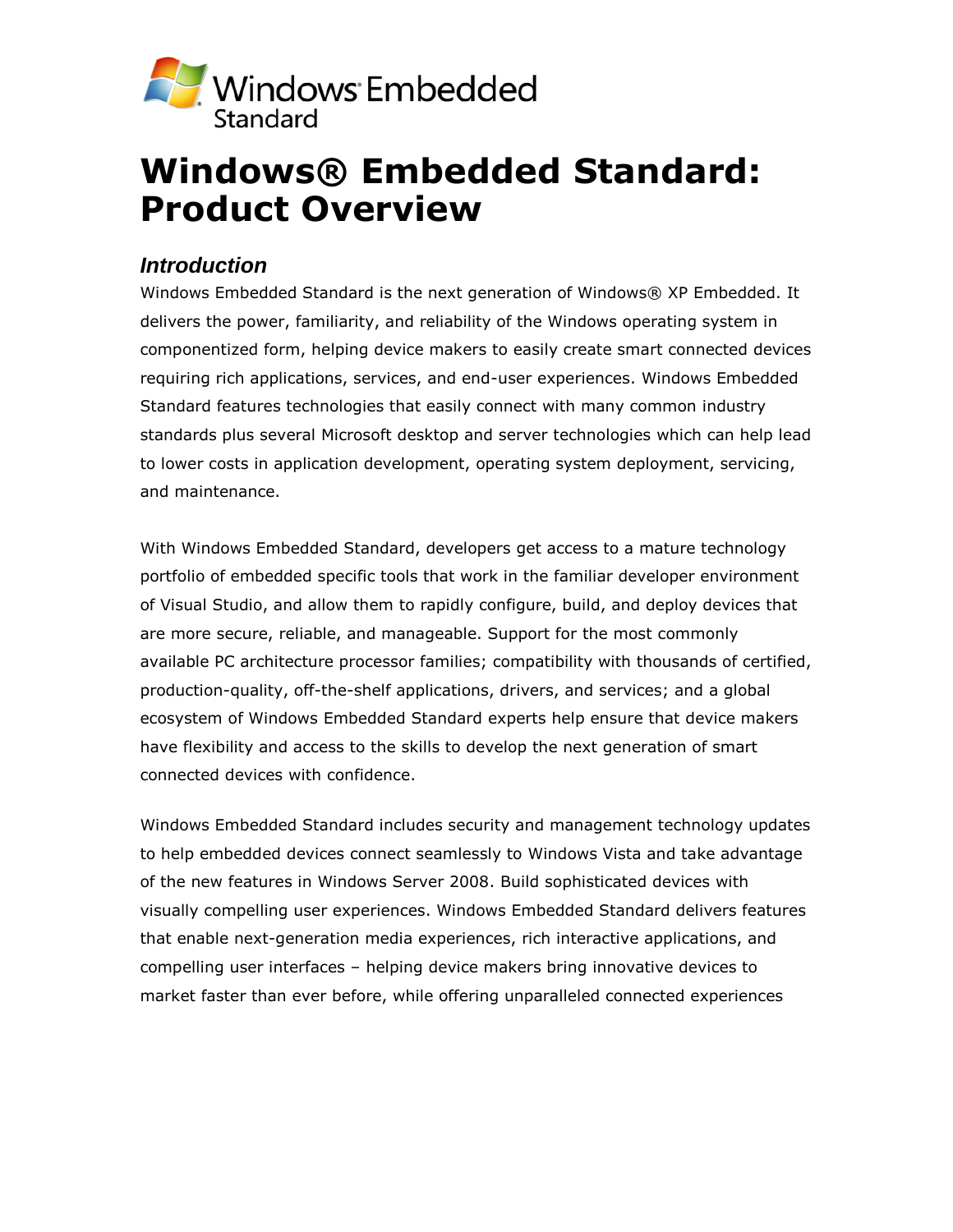# Windows® Embedded Standard: Product Overview

## *Introduction*

Windows Embedded Standard is the next generation of Windows® XP Embedded. It delivers the power, familiarity, and reliability of the Windows operating system in componentized form, helping device makers to easily create smart connected devices requiring rich applications, services, and end-user experiences. Windows Embedded Standard features technologies that easily connect with many common industry standards plus several Microsoft desktop and server technologies which can help lead to lower costs in application development, operating system deployment, servicing, and maintenance.

With Windows Embedded Standard, developers get access to a mature technology portfolio of embedded specific tools that work in the familiar developer environment of Visual Studio, and allow them to rapidly configure, build, and deploy devices that are more secure, reliable, and manageable. Support for the most commonly available PC architecture processor families; compatibility with thousands of certified, production-quality, off-the-shelf applications, drivers, and services; and a global ecosystem of Windows Embedded Standard experts help ensure that device makers have flexibility and access to the skills to develop the next generation of smart connected devices with confidence.

Windows Embedded Standard includes security and management technology updates to help embedded devices connect seamlessly to Windows Vista and take advantage of the new features in Windows Server 2008. Build sophisticated devices with visually compelling user experiences. Windows Embedded Standard delivers features that enable next-generation media experiences, rich interactive applications, and compelling user interfaces – helping device makers bring innovative devices to market faster than ever before, while offering unparalleled connected experiences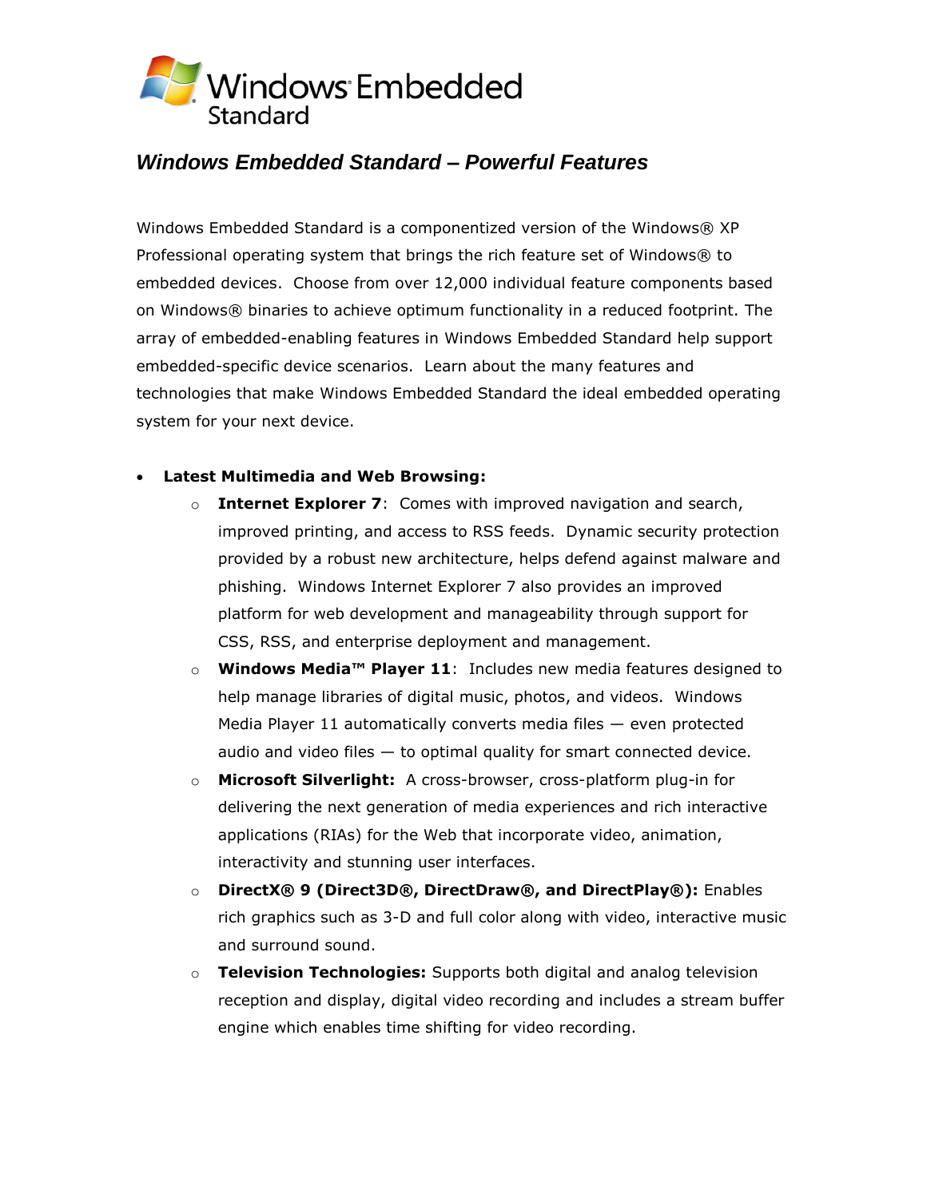Windows Embedded Standard

## *Windows Embedded Standard – Powerful Features*

Windows Embedded Standard is a componentized version of the Windows® XP Professional operating system that brings the rich feature set of Windows® to embedded devices. Choose from over 12,000 individual feature components based on Windows® binaries to achieve optimum functionality in a reduced footprint. The array of embedded-enabling features in Windows Embedded Standard help support embedded-specific device scenarios. Learn about the many features and technologies that make Windows Embedded Standard the ideal embedded operating system for your next device.

- **Latest Multimedia and Web Browsing:**
  - **Internet Explorer 7**: Comes with improved navigation and search, improved printing, and access to RSS feeds. Dynamic security protection provided by a robust new architecture, helps defend against malware and phishing. Windows Internet Explorer 7 also provides an improved platform for web development and manageability through support for CSS, RSS, and enterprise deployment and management.
  - **Windows Media™ Player 11**: Includes new media features designed to help manage libraries of digital music, photos, and videos. Windows Media Player 11 automatically converts media files — even protected audio and video files — to optimal quality for smart connected device.
  - **Microsoft Silverlight:** A cross-browser, cross-platform plug-in for delivering the next generation of media experiences and rich interactive applications (RIAs) for the Web that incorporate video, animation, interactivity and stunning user interfaces.
  - **DirectX® 9 (Direct3D®, DirectDraw®, and DirectPlay®):** Enables rich graphics such as 3-D and full color along with video, interactive music and surround sound.
  - **Television Technologies:** Supports both digital and analog television reception and display, digital video recording and includes a stream buffer engine which enables time shifting for video recording.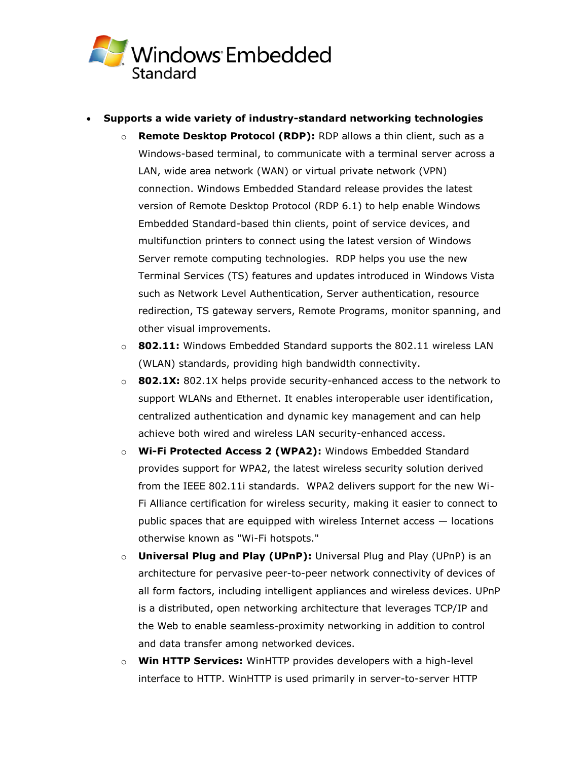- **Supports a wide variety of industry-standard networking technologies**
  - **Remote Desktop Protocol (RDP):** RDP allows a thin client, such as a Windows-based terminal, to communicate with a terminal server across a LAN, wide area network (WAN) or virtual private network (VPN) connection. Windows Embedded Standard release provides the latest version of Remote Desktop Protocol (RDP 6.1) to help enable Windows Embedded Standard-based thin clients, point of service devices, and multifunction printers to connect using the latest version of Windows Server remote computing technologies. RDP helps you use the new Terminal Services (TS) features and updates introduced in Windows Vista such as Network Level Authentication, Server authentication, resource redirection, TS gateway servers, Remote Programs, monitor spanning, and other visual improvements.
  - **802.11:** Windows Embedded Standard supports the 802.11 wireless LAN (WLAN) standards, providing high bandwidth connectivity.
  - **802.1X:** 802.1X helps provide security-enhanced access to the network to support WLANs and Ethernet. It enables interoperable user identification, centralized authentication and dynamic key management and can help achieve both wired and wireless LAN security-enhanced access.
  - **Wi-Fi Protected Access 2 (WPA2):** Windows Embedded Standard provides support for WPA2, the latest wireless security solution derived from the IEEE 802.11i standards. WPA2 delivers support for the new Wi-Fi Alliance certification for wireless security, making it easier to connect to public spaces that are equipped with wireless Internet access — locations otherwise known as "Wi-Fi hotspots."
  - **Universal Plug and Play (UPnP):** Universal Plug and Play (UPnP) is an architecture for pervasive peer-to-peer network connectivity of devices of all form factors, including intelligent appliances and wireless devices. UPnP is a distributed, open networking architecture that leverages TCP/IP and the Web to enable seamless-proximity networking in addition to control and data transfer among networked devices.
  - **Win HTTP Services:** WinHTTP provides developers with a high-level interface to HTTP. WinHTTP is used primarily in server-to-server HTTP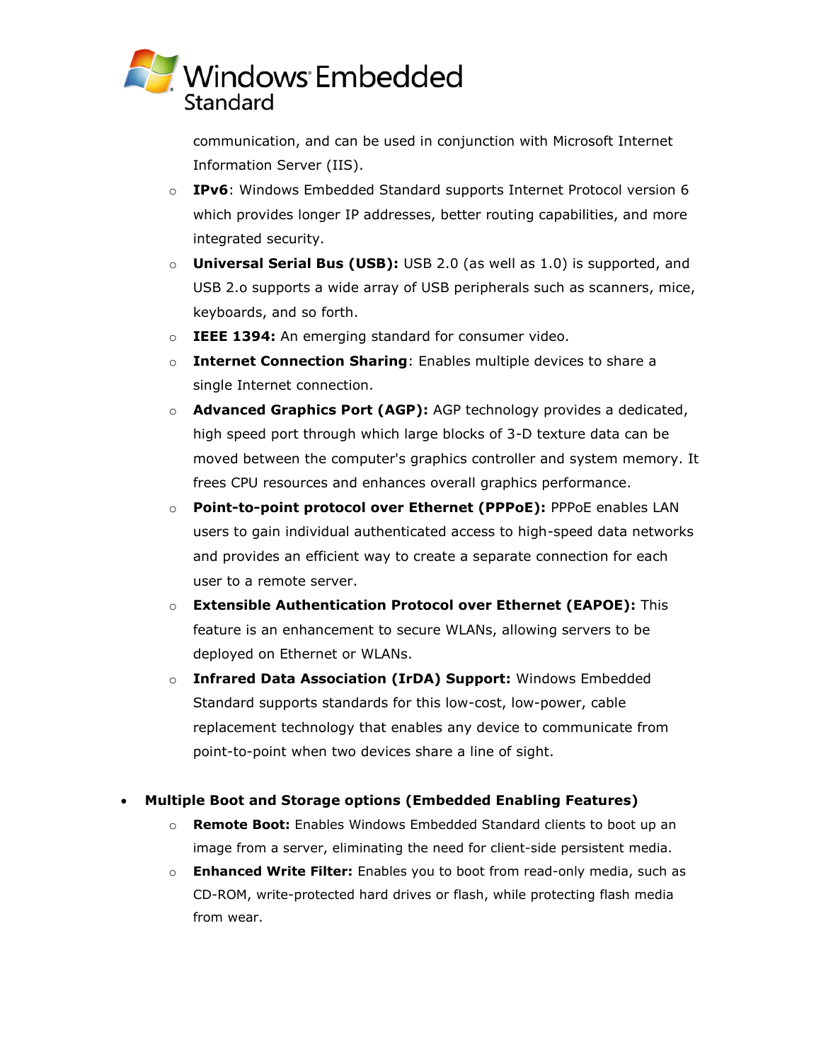communication, and can be used in conjunction with Microsoft Internet Information Server (IIS).

- **IPv6**: Windows Embedded Standard supports Internet Protocol version 6 which provides longer IP addresses, better routing capabilities, and more integrated security.
- **Universal Serial Bus (USB):** USB 2.0 (as well as 1.0) is supported, and USB 2.o supports a wide array of USB peripherals such as scanners, mice, keyboards, and so forth.
- **IEEE 1394:** An emerging standard for consumer video.
- **Internet Connection Sharing**: Enables multiple devices to share a single Internet connection.
- **Advanced Graphics Port (AGP):** AGP technology provides a dedicated, high speed port through which large blocks of 3-D texture data can be moved between the computer's graphics controller and system memory. It frees CPU resources and enhances overall graphics performance.
- **Point-to-point protocol over Ethernet (PPPoE):** PPPoE enables LAN users to gain individual authenticated access to high-speed data networks and provides an efficient way to create a separate connection for each user to a remote server.
- **Extensible Authentication Protocol over Ethernet (EAPOE):** This feature is an enhancement to secure WLANs, allowing servers to be deployed on Ethernet or WLANs.
- **Infrared Data Association (IrDA) Support:** Windows Embedded Standard supports standards for this low-cost, low-power, cable replacement technology that enables any device to communicate from point-to-point when two devices share a line of sight.

- **Multiple Boot and Storage options (Embedded Enabling Features)**
  - **Remote Boot:** Enables Windows Embedded Standard clients to boot up an image from a server, eliminating the need for client-side persistent media.
  - **Enhanced Write Filter:** Enables you to boot from read-only media, such as CD-ROM, write-protected hard drives or flash, while protecting flash media from wear.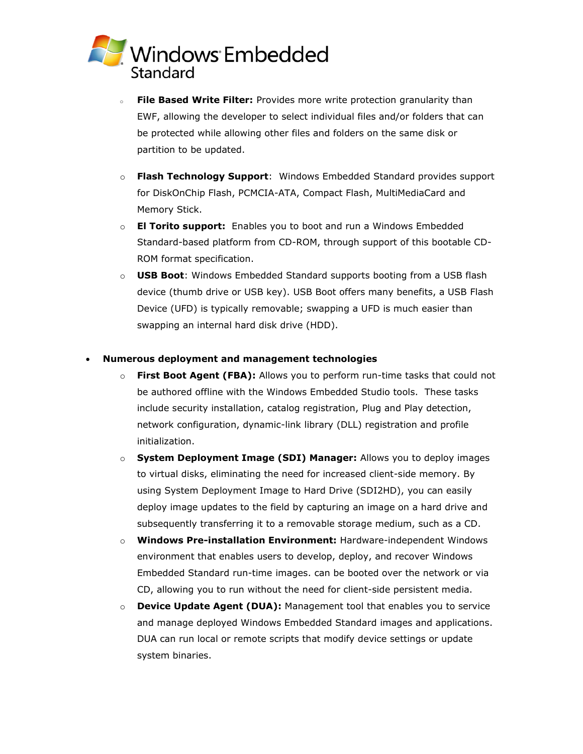- **File Based Write Filter:** Provides more write protection granularity than EWF, allowing the developer to select individual files and/or folders that can be protected while allowing other files and folders on the same disk or partition to be updated.
- **Flash Technology Support**: Windows Embedded Standard provides support for DiskOnChip Flash, PCMCIA-ATA, Compact Flash, MultiMediaCard and Memory Stick.
- **El Torito support:** Enables you to boot and run a Windows Embedded Standard-based platform from CD-ROM, through support of this bootable CD-ROM format specification.
- **USB Boot**: Windows Embedded Standard supports booting from a USB flash device (thumb drive or USB key). USB Boot offers many benefits, a USB Flash Device (UFD) is typically removable; swapping a UFD is much easier than swapping an internal hard disk drive (HDD).

- **Numerous deployment and management technologies**
  - **First Boot Agent (FBA):** Allows you to perform run-time tasks that could not be authored offline with the Windows Embedded Studio tools. These tasks include security installation, catalog registration, Plug and Play detection, network configuration, dynamic-link library (DLL) registration and profile initialization.
  - **System Deployment Image (SDI) Manager:** Allows you to deploy images to virtual disks, eliminating the need for increased client-side memory. By using System Deployment Image to Hard Drive (SDI2HD), you can easily deploy image updates to the field by capturing an image on a hard drive and subsequently transferring it to a removable storage medium, such as a CD.
  - **Windows Pre-installation Environment:** Hardware-independent Windows environment that enables users to develop, deploy, and recover Windows Embedded Standard run-time images. can be booted over the network or via CD, allowing you to run without the need for client-side persistent media.
  - **Device Update Agent (DUA):** Management tool that enables you to service and manage deployed Windows Embedded Standard images and applications. DUA can run local or remote scripts that modify device settings or update system binaries.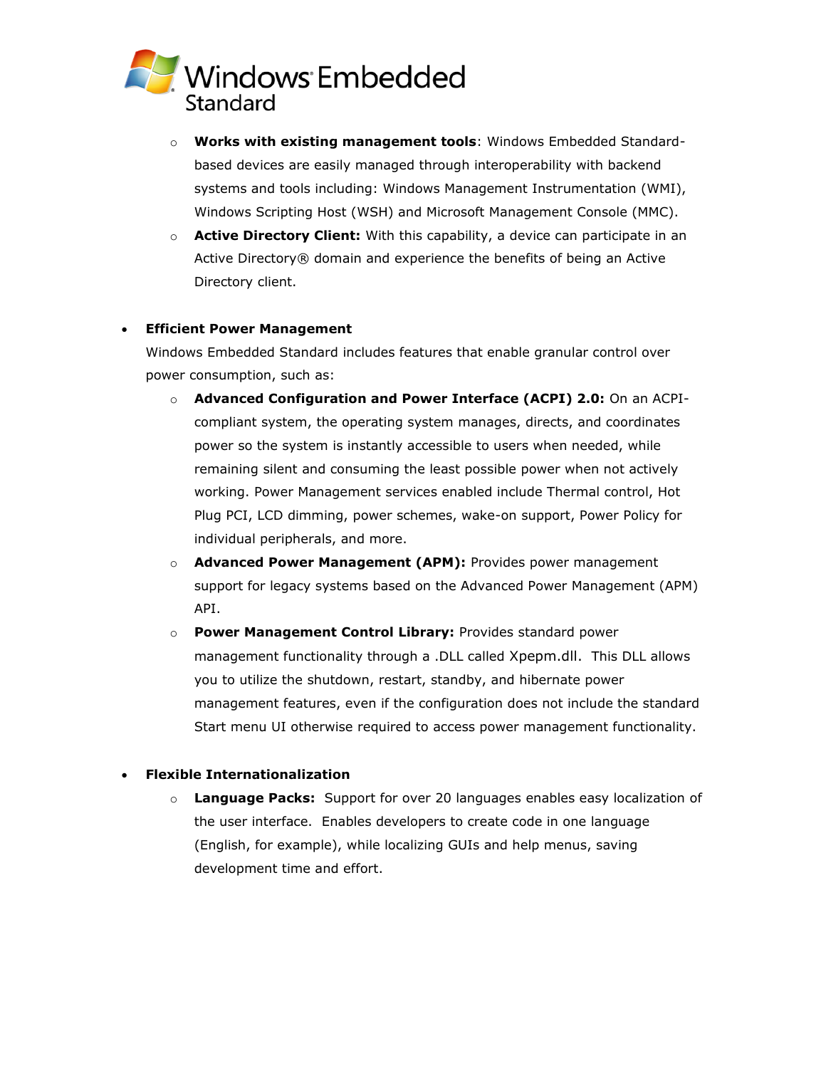- **Works with existing management tools**: Windows Embedded Standard-based devices are easily managed through interoperability with backend systems and tools including: Windows Management Instrumentation (WMI), Windows Scripting Host (WSH) and Microsoft Management Console (MMC).
- **Active Directory Client:** With this capability, a device can participate in an Active Directory® domain and experience the benefits of being an Active Directory client.

- **Efficient Power Management**

  Windows Embedded Standard includes features that enable granular control over power consumption, such as:

  - **Advanced Configuration and Power Interface (ACPI) 2.0:** On an ACPI-compliant system, the operating system manages, directs, and coordinates power so the system is instantly accessible to users when needed, while remaining silent and consuming the least possible power when not actively working. Power Management services enabled include Thermal control, Hot Plug PCI, LCD dimming, power schemes, wake-on support, Power Policy for individual peripherals, and more.
  - **Advanced Power Management (APM):** Provides power management support for legacy systems based on the Advanced Power Management (APM) API.
  - **Power Management Control Library:** Provides standard power management functionality through a .DLL called Xpepm.dll. This DLL allows you to utilize the shutdown, restart, standby, and hibernate power management features, even if the configuration does not include the standard Start menu UI otherwise required to access power management functionality.

- **Flexible Internationalization**
  - **Language Packs:** Support for over 20 languages enables easy localization of the user interface. Enables developers to create code in one language (English, for example), while localizing GUIs and help menus, saving development time and effort.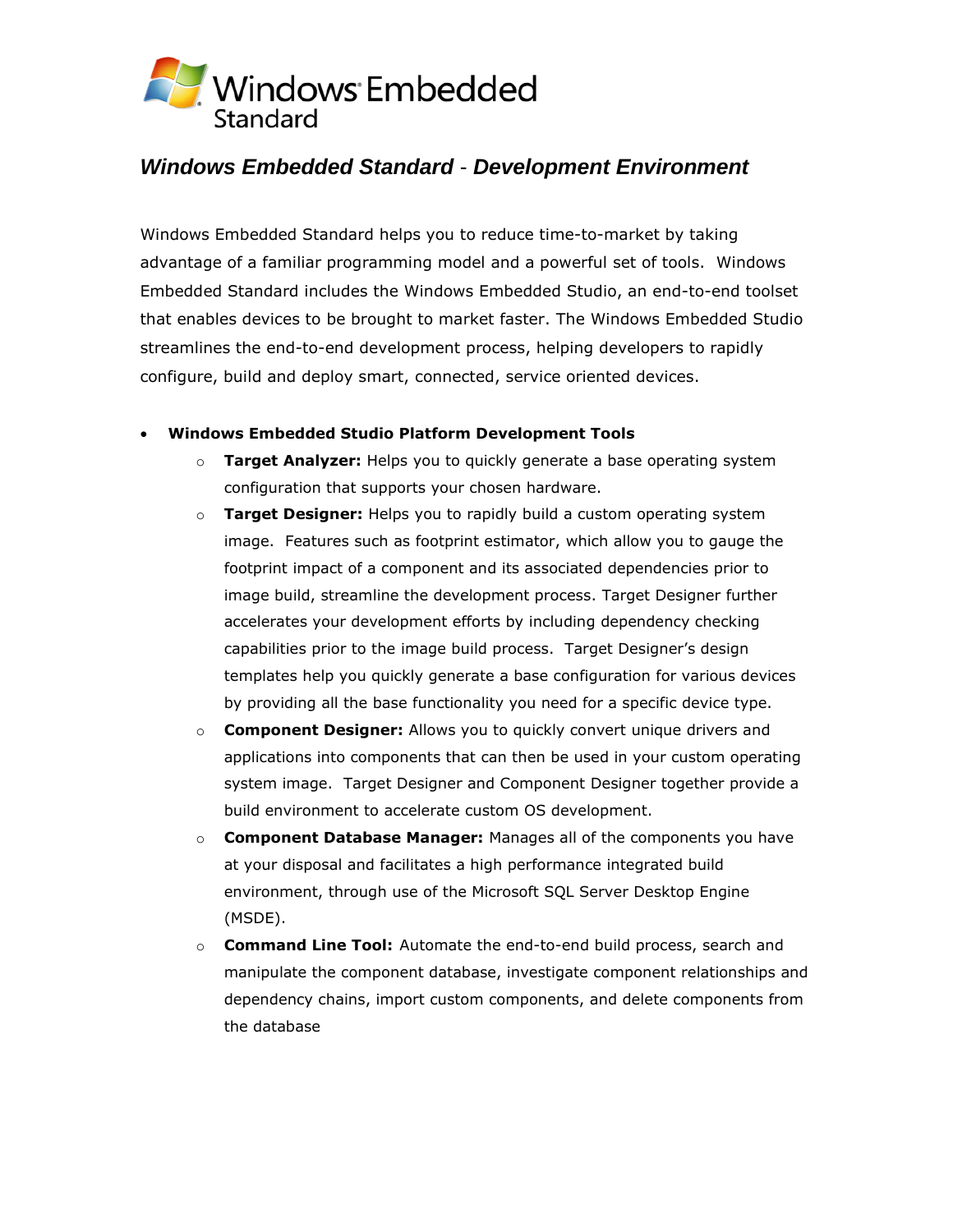Windows Embedded Standard

## *Windows Embedded Standard - Development Environment*

Windows Embedded Standard helps you to reduce time-to-market by taking advantage of a familiar programming model and a powerful set of tools. Windows Embedded Standard includes the Windows Embedded Studio, an end-to-end toolset that enables devices to be brought to market faster. The Windows Embedded Studio streamlines the end-to-end development process, helping developers to rapidly configure, build and deploy smart, connected, service oriented devices.

- **Windows Embedded Studio Platform Development Tools**
  - **Target Analyzer:** Helps you to quickly generate a base operating system configuration that supports your chosen hardware.
  - **Target Designer:** Helps you to rapidly build a custom operating system image. Features such as footprint estimator, which allow you to gauge the footprint impact of a component and its associated dependencies prior to image build, streamline the development process. Target Designer further accelerates your development efforts by including dependency checking capabilities prior to the image build process. Target Designer's design templates help you quickly generate a base configuration for various devices by providing all the base functionality you need for a specific device type.
  - **Component Designer:** Allows you to quickly convert unique drivers and applications into components that can then be used in your custom operating system image. Target Designer and Component Designer together provide a build environment to accelerate custom OS development.
  - **Component Database Manager:** Manages all of the components you have at your disposal and facilitates a high performance integrated build environment, through use of the Microsoft SQL Server Desktop Engine (MSDE).
  - **Command Line Tool:** Automate the end-to-end build process, search and manipulate the component database, investigate component relationships and dependency chains, import custom components, and delete components from the database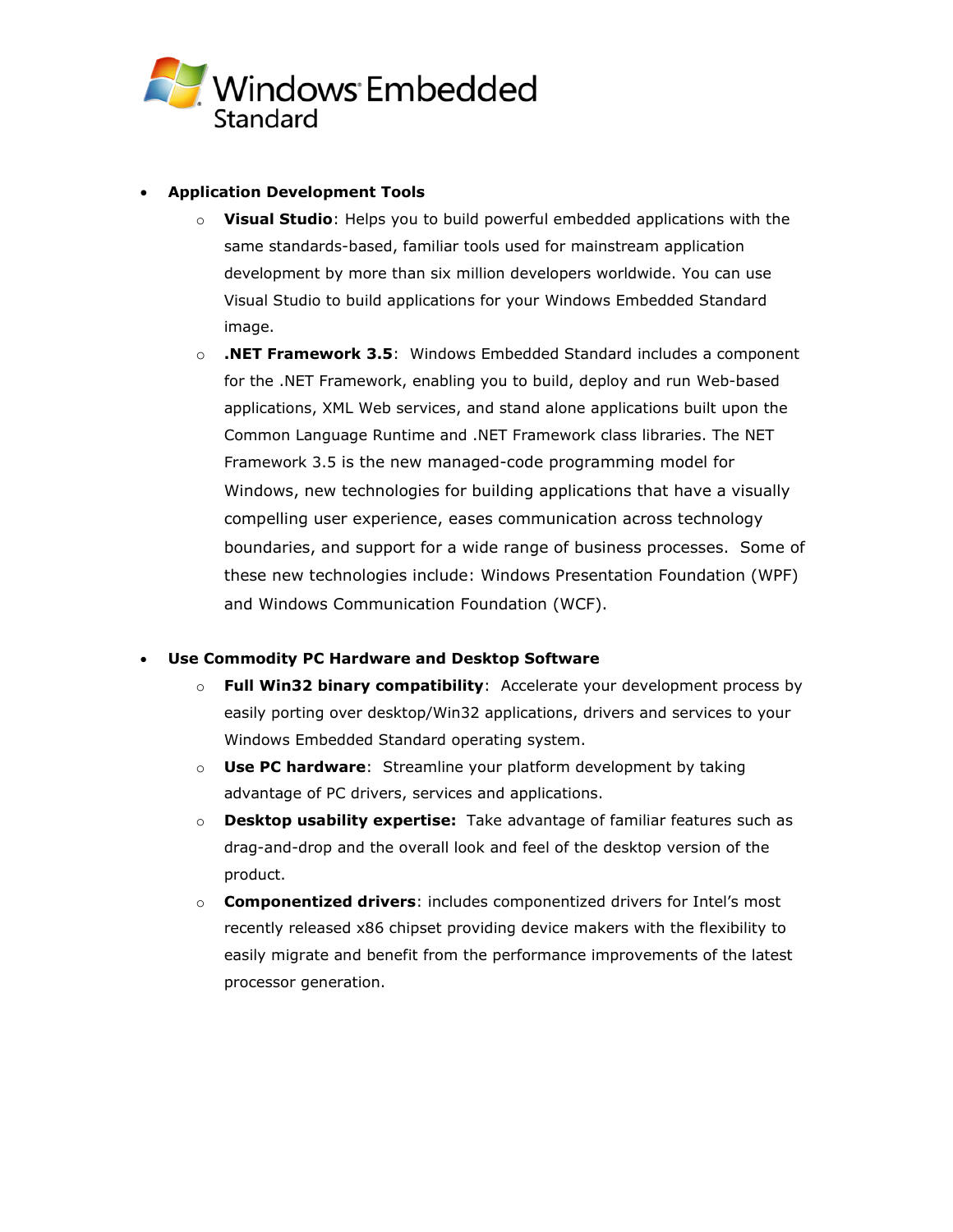- **Application Development Tools**
  - **Visual Studio**: Helps you to build powerful embedded applications with the same standards-based, familiar tools used for mainstream application development by more than six million developers worldwide. You can use Visual Studio to build applications for your Windows Embedded Standard image.
  - **.NET Framework 3.5**: Windows Embedded Standard includes a component for the .NET Framework, enabling you to build, deploy and run Web-based applications, XML Web services, and stand alone applications built upon the Common Language Runtime and .NET Framework class libraries. The NET Framework 3.5 is the new managed-code programming model for Windows, new technologies for building applications that have a visually compelling user experience, eases communication across technology boundaries, and support for a wide range of business processes. Some of these new technologies include: Windows Presentation Foundation (WPF) and Windows Communication Foundation (WCF).

- **Use Commodity PC Hardware and Desktop Software**
  - **Full Win32 binary compatibility**: Accelerate your development process by easily porting over desktop/Win32 applications, drivers and services to your Windows Embedded Standard operating system.
  - **Use PC hardware**: Streamline your platform development by taking advantage of PC drivers, services and applications.
  - **Desktop usability expertise:** Take advantage of familiar features such as drag-and-drop and the overall look and feel of the desktop version of the product.
  - **Componentized drivers**: includes componentized drivers for Intel's most recently released x86 chipset providing device makers with the flexibility to easily migrate and benefit from the performance improvements of the latest processor generation.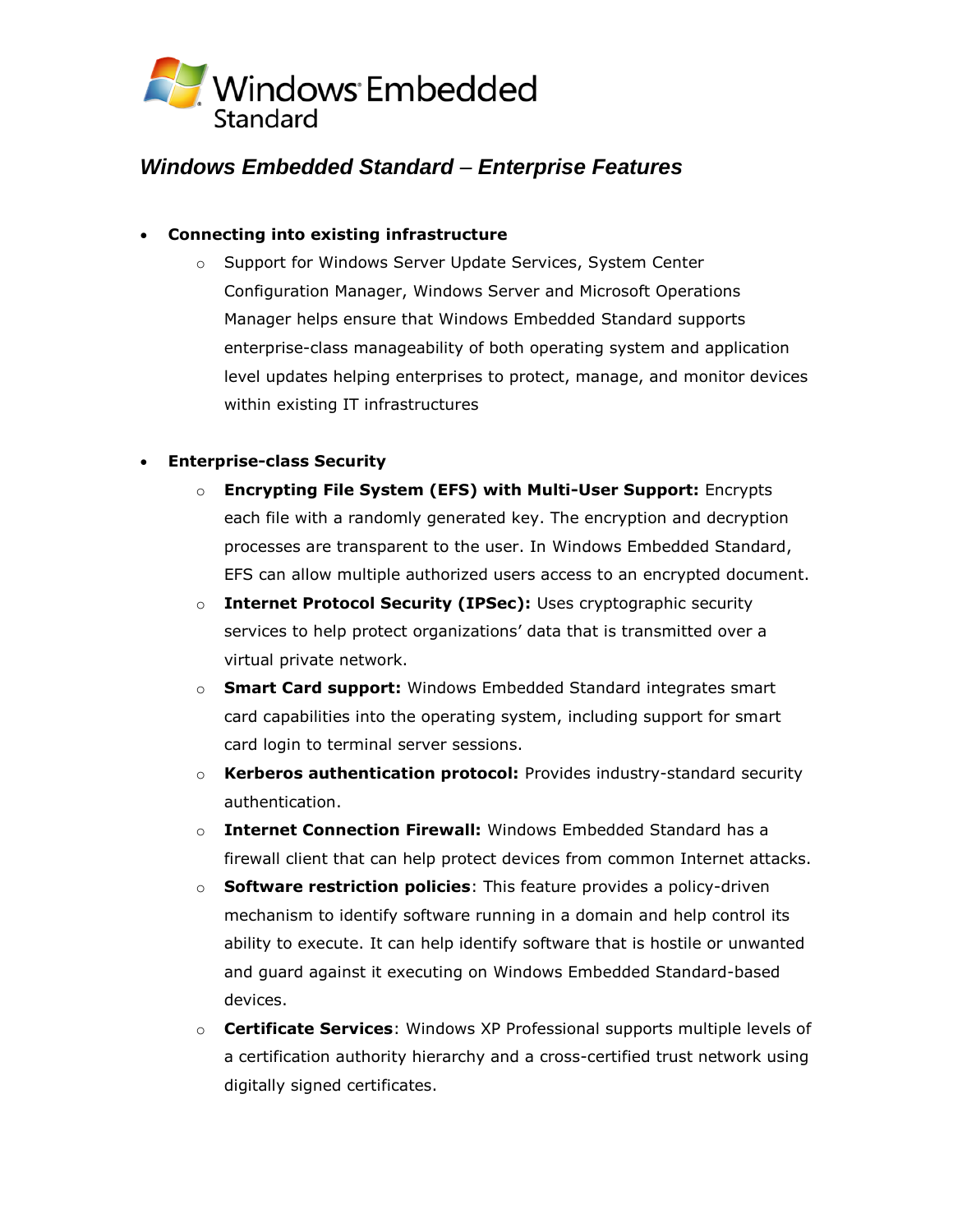Windows Embedded Standard

## *Windows Embedded Standard – Enterprise Features*

- **Connecting into existing infrastructure**
    - Support for Windows Server Update Services, System Center Configuration Manager, Windows Server and Microsoft Operations Manager helps ensure that Windows Embedded Standard supports enterprise-class manageability of both operating system and application level updates helping enterprises to protect, manage, and monitor devices within existing IT infrastructures

- **Enterprise-class Security**
    - **Encrypting File System (EFS) with Multi-User Support:** Encrypts each file with a randomly generated key. The encryption and decryption processes are transparent to the user. In Windows Embedded Standard, EFS can allow multiple authorized users access to an encrypted document.
    - **Internet Protocol Security (IPSec):** Uses cryptographic security services to help protect organizations' data that is transmitted over a virtual private network.
    - **Smart Card support:** Windows Embedded Standard integrates smart card capabilities into the operating system, including support for smart card login to terminal server sessions.
    - **Kerberos authentication protocol:** Provides industry-standard security authentication.
    - **Internet Connection Firewall:** Windows Embedded Standard has a firewall client that can help protect devices from common Internet attacks.
    - **Software restriction policies**: This feature provides a policy-driven mechanism to identify software running in a domain and help control its ability to execute. It can help identify software that is hostile or unwanted and guard against it executing on Windows Embedded Standard-based devices.
    - **Certificate Services**: Windows XP Professional supports multiple levels of a certification authority hierarchy and a cross-certified trust network using digitally signed certificates.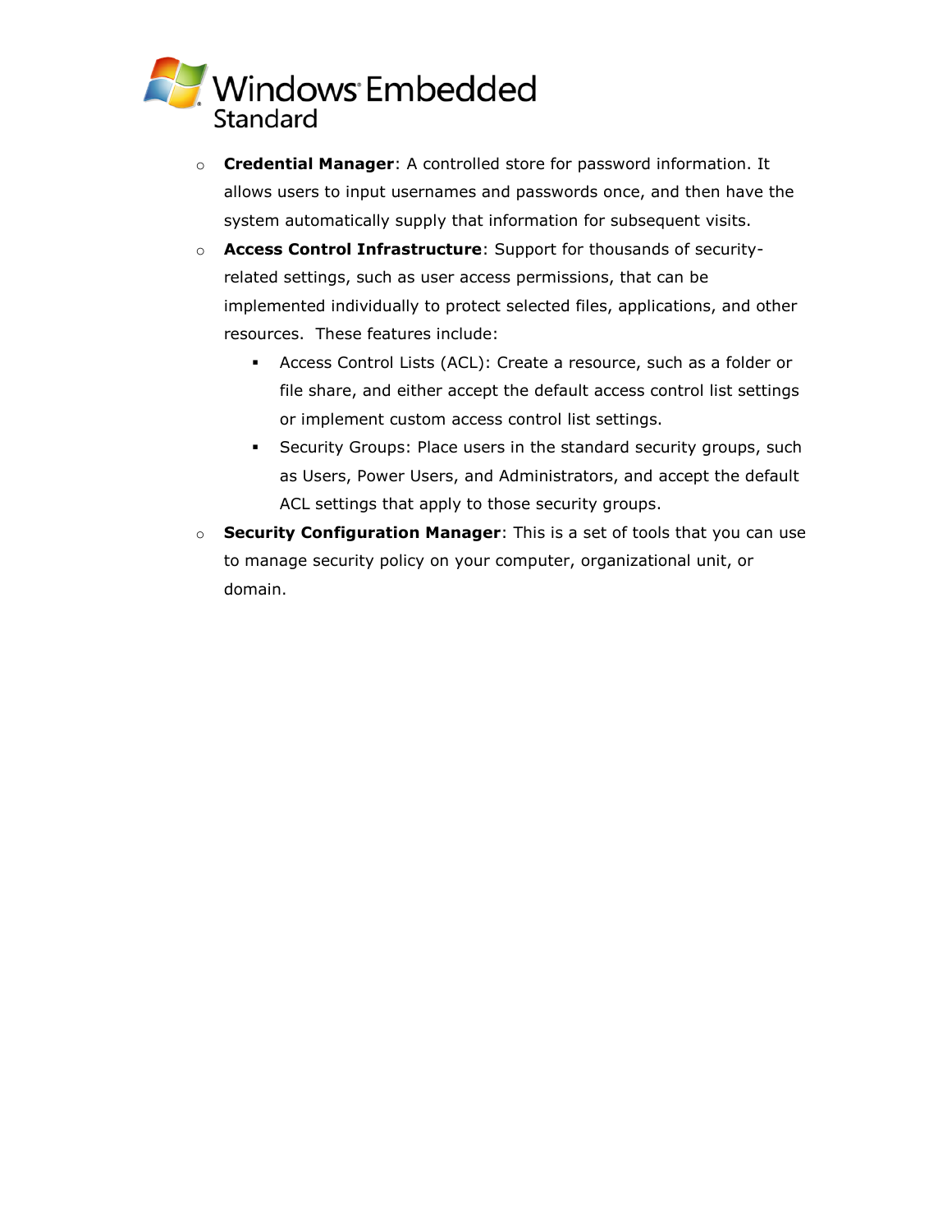- **Credential Manager**: A controlled store for password information. It allows users to input usernames and passwords once, and then have the system automatically supply that information for subsequent visits.
- **Access Control Infrastructure**: Support for thousands of security-related settings, such as user access permissions, that can be implemented individually to protect selected files, applications, and other resources. These features include:
  - Access Control Lists (ACL): Create a resource, such as a folder or file share, and either accept the default access control list settings or implement custom access control list settings.
  - Security Groups: Place users in the standard security groups, such as Users, Power Users, and Administrators, and accept the default ACL settings that apply to those security groups.
- **Security Configuration Manager**: This is a set of tools that you can use to manage security policy on your computer, organizational unit, or domain.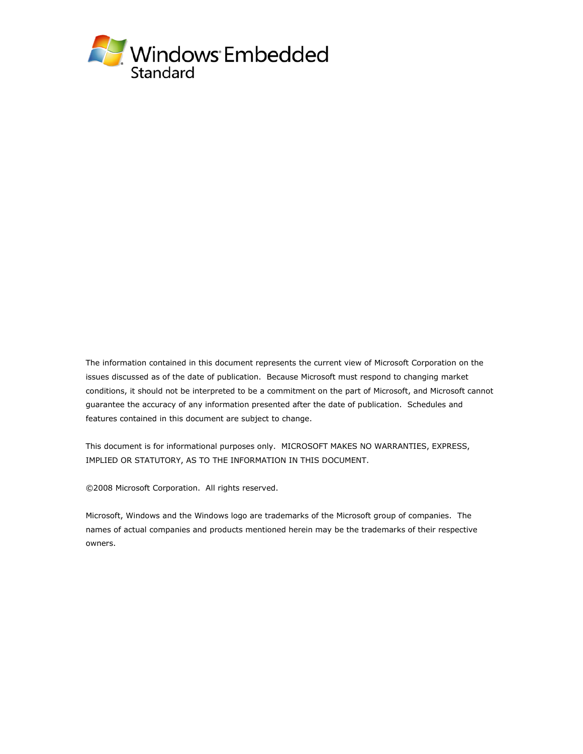Windows Embedded Standard

The information contained in this document represents the current view of Microsoft Corporation on the issues discussed as of the date of publication. Because Microsoft must respond to changing market conditions, it should not be interpreted to be a commitment on the part of Microsoft, and Microsoft cannot guarantee the accuracy of any information presented after the date of publication. Schedules and features contained in this document are subject to change.

This document is for informational purposes only. MICROSOFT MAKES NO WARRANTIES, EXPRESS, IMPLIED OR STATUTORY, AS TO THE INFORMATION IN THIS DOCUMENT.

©2008 Microsoft Corporation. All rights reserved.

Microsoft, Windows and the Windows logo are trademarks of the Microsoft group of companies. The names of actual companies and products mentioned herein may be the trademarks of their respective owners.